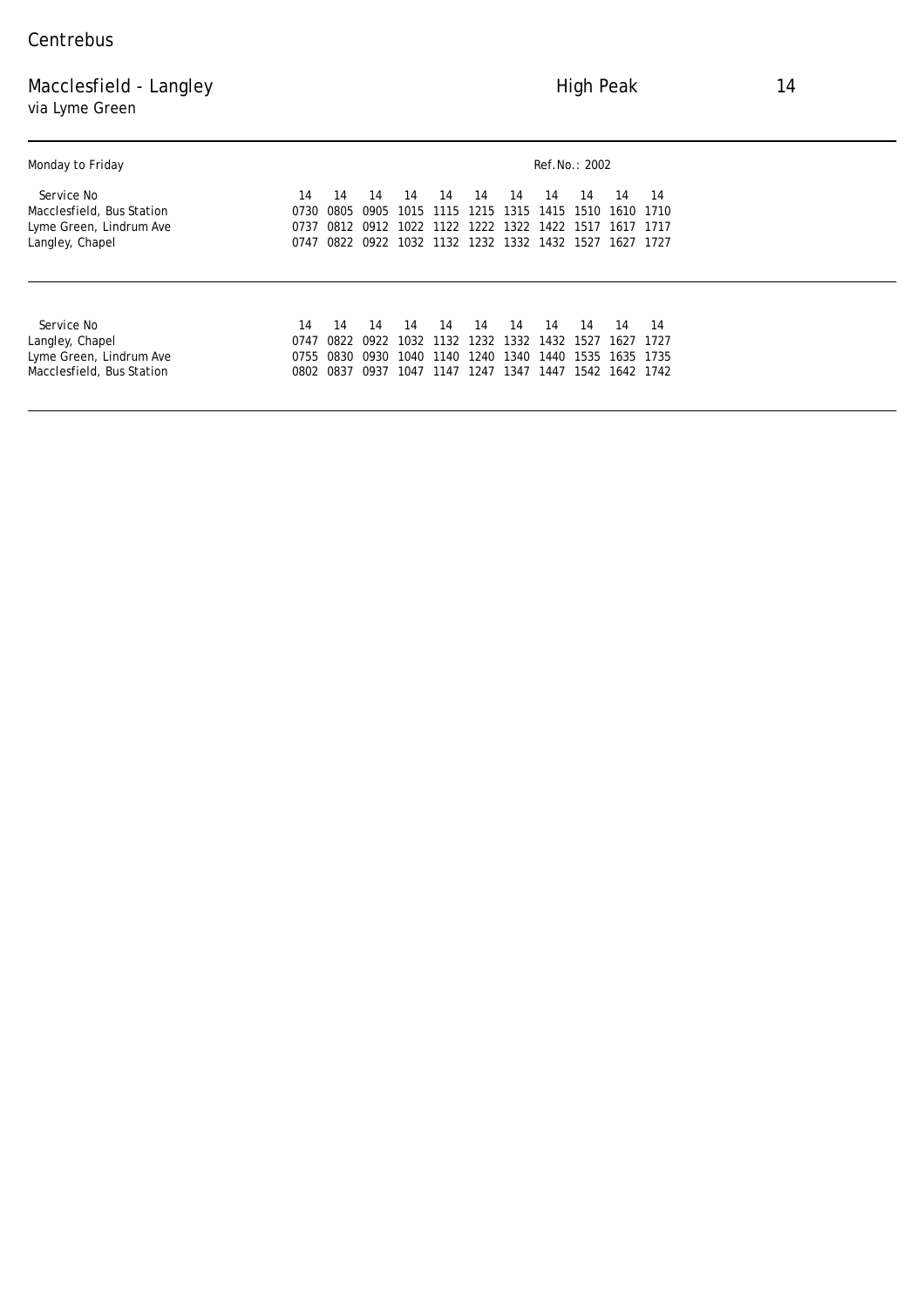Centrebus

# Macclesfield - Langley

via Lyme Green

High Peak

14

Monday to Friday

Ref.No.: 2002

| Service No | 14 | 14 | 14 | 14 | 14 | 14 | 14 | 14 | 14 | 14 | 14 |
|---|---|---|---|---|---|---|---|---|---|---|---|
| Macclesfield, Bus Station | 0730 | 0805 | 0905 | 1015 | 1115 | 1215 | 1315 | 1415 | 1510 | 1610 | 1710 |
| Lyme Green, Lindrum Ave | 0737 | 0812 | 0912 | 1022 | 1122 | 1222 | 1322 | 1422 | 1517 | 1617 | 1717 |
| Langley, Chapel | 0747 | 0822 | 0922 | 1032 | 1132 | 1232 | 1332 | 1432 | 1527 | 1627 | 1727 |

| Service No | 14 | 14 | 14 | 14 | 14 | 14 | 14 | 14 | 14 | 14 | 14 |
|---|---|---|---|---|---|---|---|---|---|---|---|
| Langley, Chapel | 0747 | 0822 | 0922 | 1032 | 1132 | 1232 | 1332 | 1432 | 1527 | 1627 | 1727 |
| Lyme Green, Lindrum Ave | 0755 | 0830 | 0930 | 1040 | 1140 | 1240 | 1340 | 1440 | 1535 | 1635 | 1735 |
| Macclesfield, Bus Station | 0802 | 0837 | 0937 | 1047 | 1147 | 1247 | 1347 | 1447 | 1542 | 1642 | 1742 |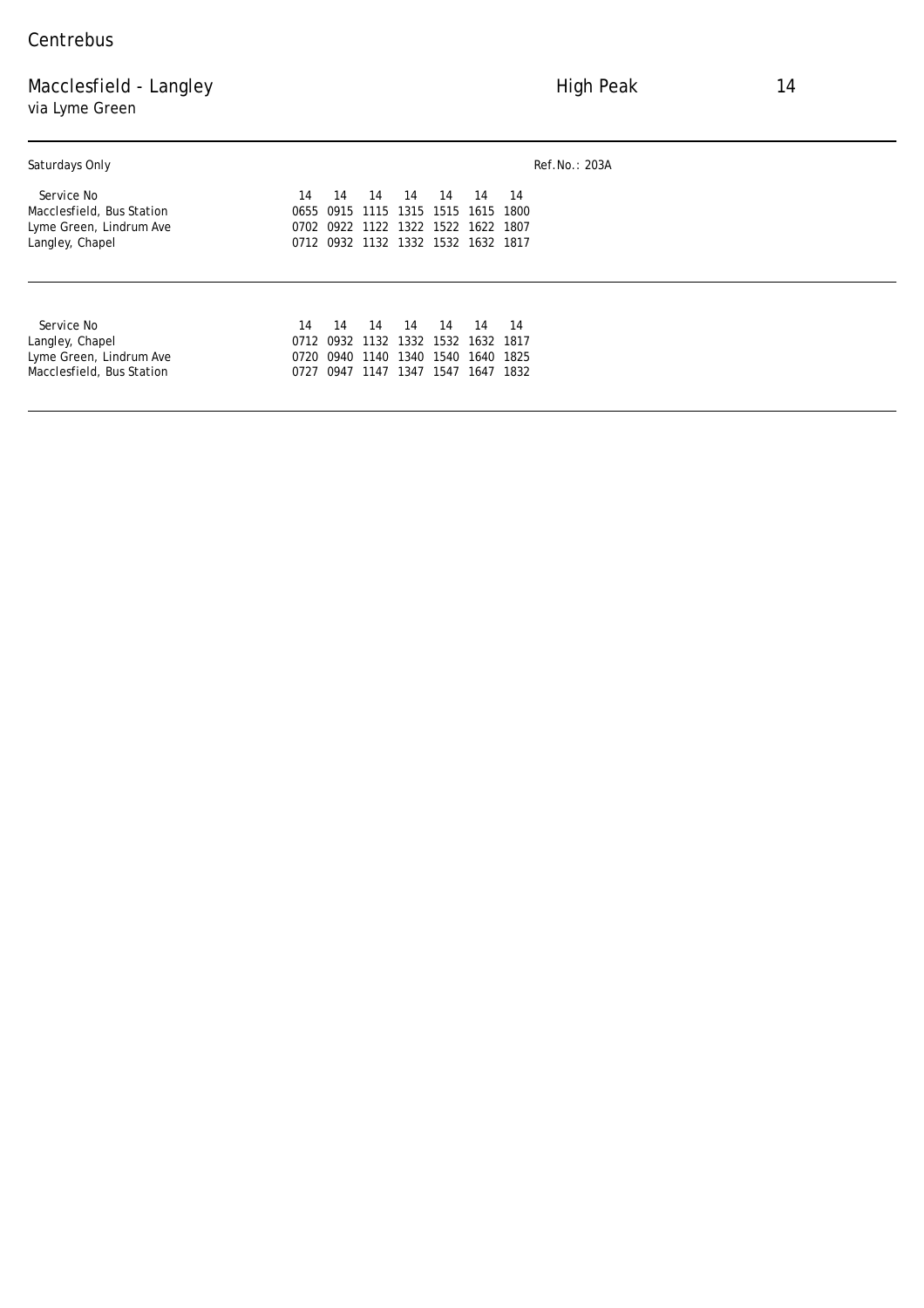Centrebus

# Macclesfield - Langley

via Lyme Green

High Peak

14

Saturdays Only

Ref.No.: 203A

| Service No | 14 | 14 | 14 | 14 | 14 | 14 | 14 |
| --- | --- | --- | --- | --- | --- | --- | --- |
| Macclesfield, Bus Station | 0655 | 0915 | 1115 | 1315 | 1515 | 1615 | 1800 |
| Lyme Green, Lindrum Ave | 0702 | 0922 | 1122 | 1322 | 1522 | 1622 | 1807 |
| Langley, Chapel | 0712 | 0932 | 1132 | 1332 | 1532 | 1632 | 1817 |

| Service No | 14 | 14 | 14 | 14 | 14 | 14 | 14 |
| --- | --- | --- | --- | --- | --- | --- | --- |
| Langley, Chapel | 0712 | 0932 | 1132 | 1332 | 1532 | 1632 | 1817 |
| Lyme Green, Lindrum Ave | 0720 | 0940 | 1140 | 1340 | 1540 | 1640 | 1825 |
| Macclesfield, Bus Station | 0727 | 0947 | 1147 | 1347 | 1547 | 1647 | 1832 |